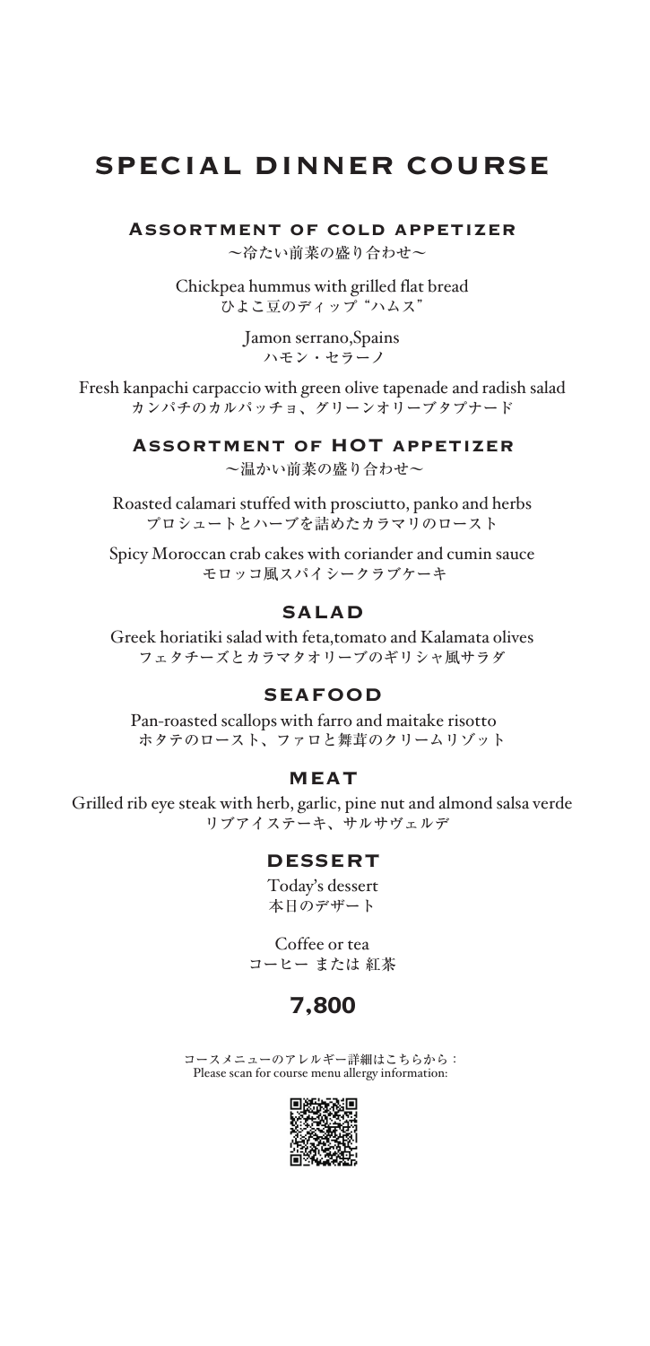# SPECIAL DINNER COURSE

## Assortment of cold appetizer

〜冷たい前菜の盛り合わせ〜

Chickpea hummus with grilled flat bread
ひよこ豆のディップ"ハムス"

Jamon serrano,Spains
ハモン・セラーノ

Fresh kanpachi carpaccio with green olive tapenade and radish salad
カンパチのカルパッチョ、グリーンオリーブタプナード

## Assortment of HOT appetizer

〜温かい前菜の盛り合わせ〜

Roasted calamari stuffed with prosciutto, panko and herbs
プロシュートとハーブを詰めたカラマリのロースト

Spicy Moroccan crab cakes with coriander and cumin sauce
モロッコ風スパイシークラブケーキ

## SALAD

Greek horiatiki salad with feta,tomato and Kalamata olives
フェタチーズとカラマタオリーブのギリシャ風サラダ

## SEAFOOD

Pan-roasted scallops with farro and maitake risotto
ホタテのロースト、ファロと舞茸のクリームリゾット

## MEAT

Grilled rib eye steak with herb, garlic, pine nut and almond salsa verde
リブアイステーキ、サルサヴェルデ

## DESSERT

Today's dessert
本日のデザート

Coffee or tea
コーヒー または 紅茶

## 7,800

コースメニューのアレルギー詳細はこちらから：
Please scan for course menu allergy information: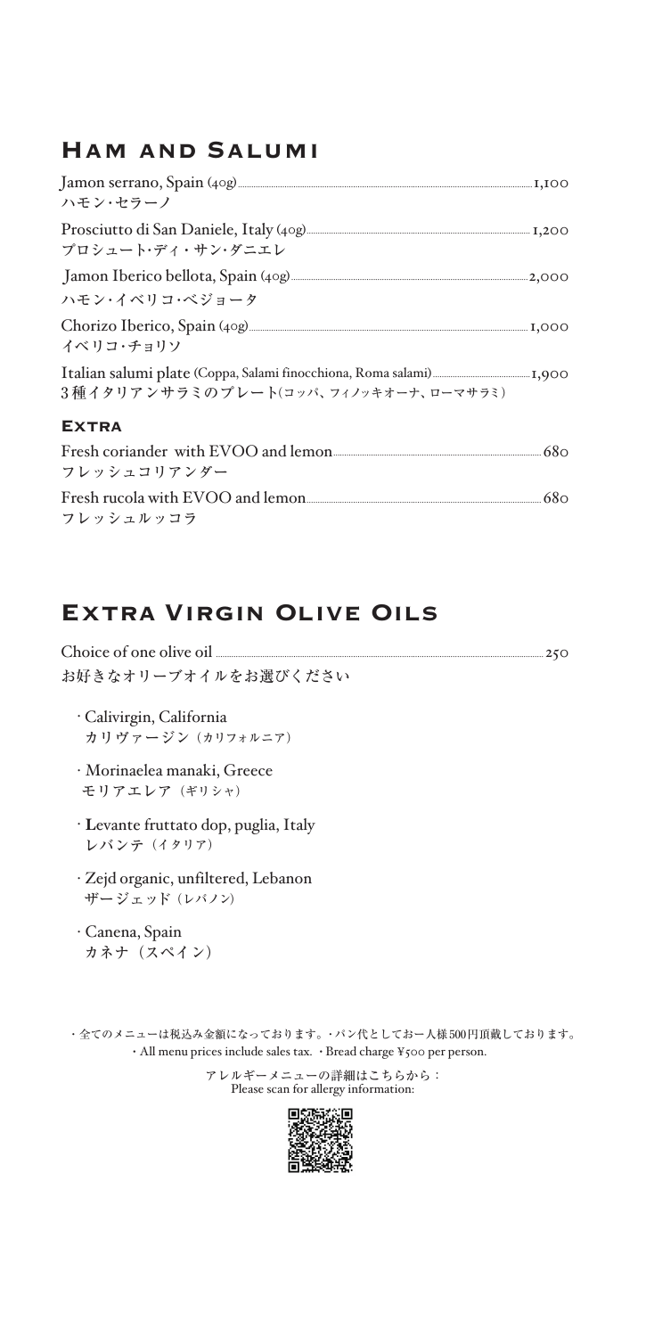## Ham and Salumi

Jamon serrano, Spain (40g) ..... 1,100
ハモン・セラーノ

Prosciutto di San Daniele, Italy (40g) ..... 1,200
プロシュート・ディ・サン・ダニエレ

Jamon Iberico bellota, Spain (40g) ..... 2,000
ハモン・イベリコ・ベジョータ

Chorizo Iberico, Spain (40g) ..... 1,000
イベリコ・チョリソ

Italian salumi plate (Coppa, Salami finocchiona, Roma salami) ..... 1,900
3種イタリアンサラミのプレート(コッパ、フィノッキオーナ、ローマサラミ)

### Extra

Fresh coriander with EVOO and lemon ..... 680
フレッシュコリアンダー

Fresh rucola with EVOO and lemon ..... 680
フレッシュルッコラ

## Extra Virgin Olive Oils

Choice of one olive oil ..... 250
お好きなオリーブオイルをお選びください

- Calivirgin, California
  カリヴァージン（カリフォルニア）
- Morinaelea manaki, Greece
  モリアエレア（ギリシャ）
- Levante fruttato dop, puglia, Italy
  レバンテ（イタリア）
- Zejd organic, unfiltered, Lebanon
  ザージェッド（レバノン）
- Canena, Spain
  カネナ（スペイン）

・全てのメニューは税込み金額になっております。・パン代としてお一人様500円頂戴しております。
・All menu prices include sales tax. ・Bread charge ¥500 per person.

アレルギーメニューの詳細はこちらから：
Please scan for allergy information: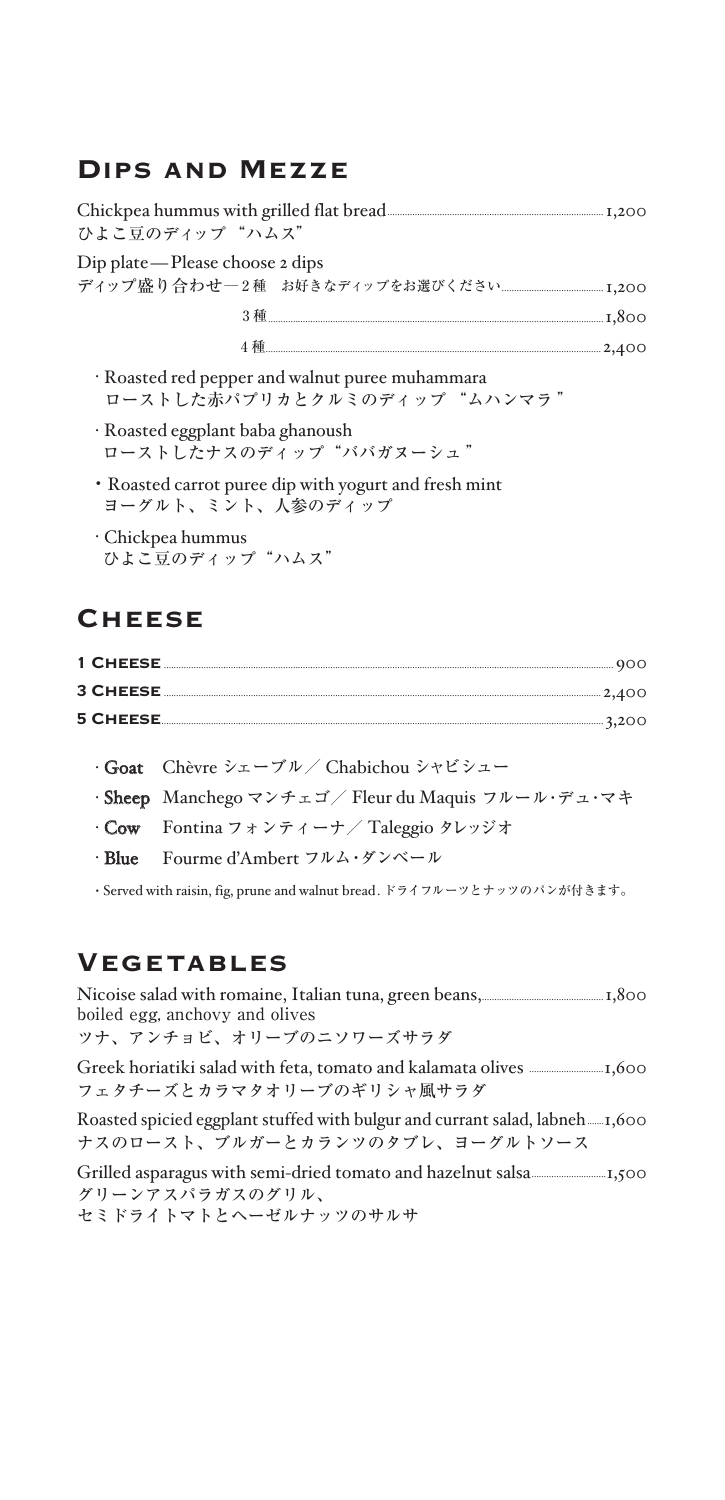## Dips and Mezze

Chickpea hummus with grilled flat bread ..... 1,200
ひよこ豆のディップ "ハムス"

Dip plate — Please choose 2 dips
ディップ盛り合わせ－2種　お好きなディップをお選びください ..... 1,200
3種 ..... 1,800
4種 ..... 2,400

- Roasted red pepper and walnut puree muhammara
  ローストした赤パプリカとクルミのディップ "ムハンマラ"
- Roasted eggplant baba ghanoush
  ローストしたナスのディップ "ババガヌーシュ"
- Roasted carrot puree dip with yogurt and fresh mint
  ヨーグルト、ミント、人参のディップ
- Chickpea hummus
  ひよこ豆のディップ "ハムス"

## Cheese

**1 Cheese** ..... 900
**3 Cheese** ..... 2,400
**5 Cheese** ..... 3,200

- **Goat** Chèvre シェーブル／ Chabichou シャビシュー
- **Sheep** Manchego マンチェゴ／ Fleur du Maquis フルール･デュ･マキ
- **Cow** Fontina フォンティーナ／ Taleggio タレッジオ
- **Blue** Fourme d'Ambert フルム･ダンベール

・Served with raisin, fig, prune and walnut bread. ドライフルーツとナッツのパンが付きます。

## Vegetables

Nicoise salad with romaine, Italian tuna, green beans, boiled egg, anchovy and olives ..... 1,800
ツナ、アンチョビ、オリーブのニソワーズサラダ

Greek horiatiki salad with feta, tomato and kalamata olives ..... 1,600
フェタチーズとカラマタオリーブのギリシャ風サラダ

Roasted spicied eggplant stuffed with bulgur and currant salad, labneh ..... 1,600
ナスのロースト、ブルガーとカランツのタブレ、ヨーグルトソース

Grilled asparagus with semi-dried tomato and hazelnut salsa ..... 1,500
グリーンアスパラガスのグリル、
セミドライトマトとヘーゼルナッツのサルサ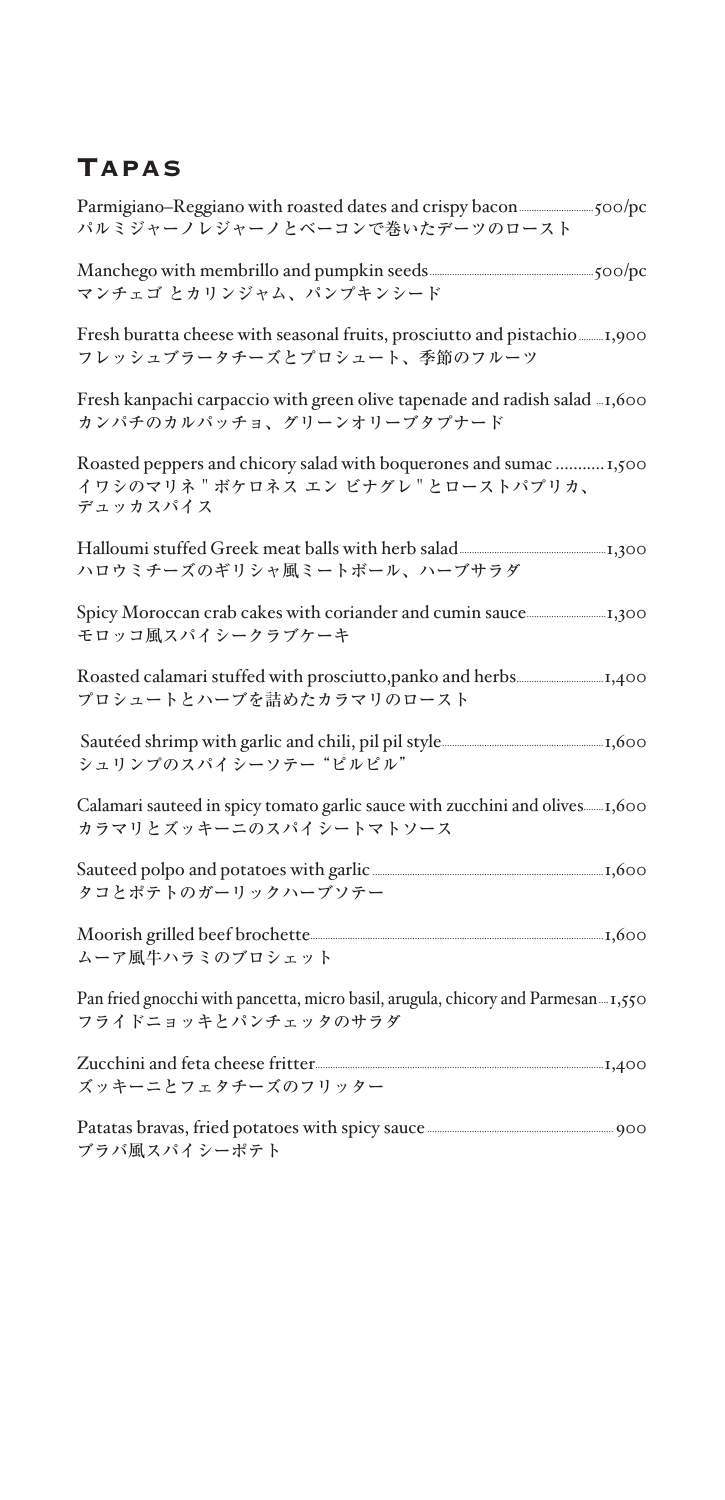# Tapas

Parmigiano–Reggiano with roasted dates and crispy bacon ........ 500/pc
パルミジャーノレジャーノとベーコンで巻いたデーツのロースト

Manchego with membrillo and pumpkin seeds ........ 500/pc
マンチェゴ とカリンジャム、パンプキンシード

Fresh buratta cheese with seasonal fruits, prosciutto and pistachio ........ 1,900
フレッシュブラータチーズとプロシュート、季節のフルーツ

Fresh kanpachi carpaccio with green olive tapenade and radish salad ........ 1,600
カンパチのカルパッチョ、グリーンオリーブタプナード

Roasted peppers and chicory salad with boquerones and sumac ........ 1,500
イワシのマリネ " ボケロネス エン ビナグレ " とローストパプリカ、
デュッカスパイス

Halloumi stuffed Greek meat balls with herb salad ........ 1,300
ハロウミチーズのギリシャ風ミートボール、ハーブサラダ

Spicy Moroccan crab cakes with coriander and cumin sauce ........ 1,300
モロッコ風スパイシークラブケーキ

Roasted calamari stuffed with prosciutto,panko and herbs ........ 1,400
プロシュートとハーブを詰めたカラマリのロースト

Sautéed shrimp with garlic and chili, pil pil style ........ 1,600
シュリンプのスパイシーソテー "ピルピル"

Calamari sauteed in spicy tomato garlic sauce with zucchini and olives ........ 1,600
カラマリとズッキーニのスパイシートマトソース

Sauteed polpo and potatoes with garlic ........ 1,600
タコとポテトのガーリックハーブソテー

Moorish grilled beef brochette ........ 1,600
ムーア風牛ハラミのブロシェット

Pan fried gnocchi with pancetta, micro basil, arugula, chicory and Parmesan ........ 1,550
フライドニョッキとパンチェッタのサラダ

Zucchini and feta cheese fritter ........ 1,400
ズッキーニとフェタチーズのフリッター

Patatas bravas, fried potatoes with spicy sauce ........ 900
ブラバ風スパイシーポテト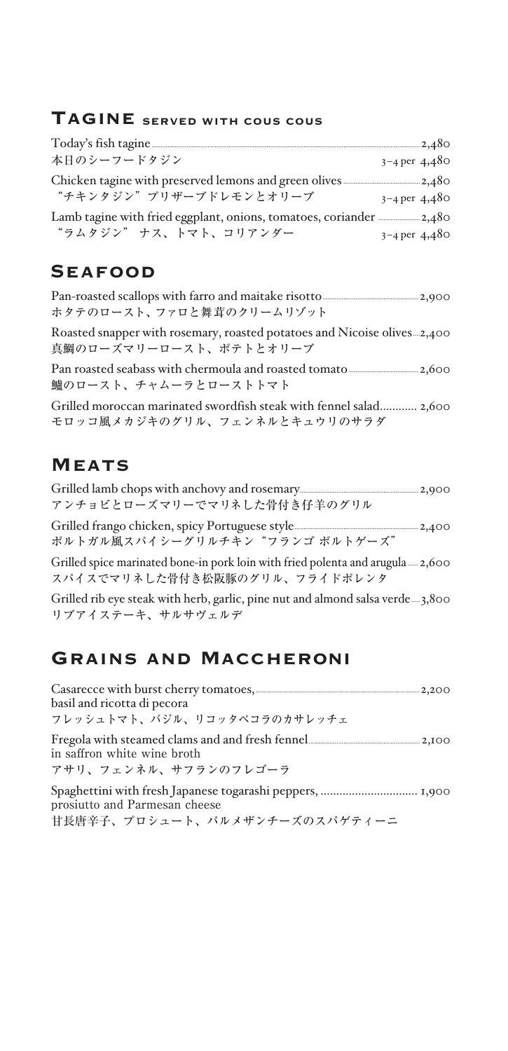## Tagine served with cous cous

Today's fish tagine ........ 2,480
本日のシーフードタジン 3–4 per 4,480

Chicken tagine with preserved lemons and green olives ........ 2,480
"チキンタジン" プリザーブドレモンとオリーブ 3–4 per 4,480

Lamb tagine with fried eggplant, onions, tomatoes, coriander ........ 2,480
"ラムタジン" ナス、トマト、コリアンダー 3–4 per 4,480

## Seafood

Pan-roasted scallops with farro and maitake risotto ........ 2,900
ホタテのロースト、ファロと舞茸のクリームリゾット

Roasted snapper with rosemary, roasted potatoes and Nicoise olives ........ 2,400
真鯛のローズマリーロースト、ポテトとオリーブ

Pan roasted seabass with chermoula and roasted tomato ........ 2,600
鱸のロースト、チャムーラとローストトマト

Grilled moroccan marinated swordfish steak with fennel salad............ 2,600
モロッコ風メカジキのグリル、フェンネルとキュウリのサラダ

## Meats

Grilled lamb chops with anchovy and rosemary ........ 2,900
アンチョビとローズマリーでマリネした骨付き仔羊のグリル

Grilled frango chicken, spicy Portuguese style ........ 2,400
ポルトガル風スパイシーグリルチキン "フランゴ ポルトゲーズ"

Grilled spice marinated bone-in pork loin with fried polenta and arugula ........ 2,600
スパイスでマリネした骨付き松阪豚のグリル、フライドポレンタ

Grilled rib eye steak with herb, garlic, pine nut and almond salsa verde ........ 3,800
リブアイステーキ、サルサヴェルデ

## Grains and Maccheroni

Casarecce with burst cherry tomatoes, basil and ricotta di pecora ........ 2,200
フレッシュトマト、バジル、リコッタペコラのカサレッチェ

Fregola with steamed clams and and fresh fennel in saffron white wine broth ........ 2,100
アサリ、フェンネル、サフランのフレゴーラ

Spaghettini with fresh Japanese togarashi peppers, prosiutto and Parmesan cheese ............................... 1,900
甘長唐辛子、プロシュート、パルメザンチーズのスパゲティーニ